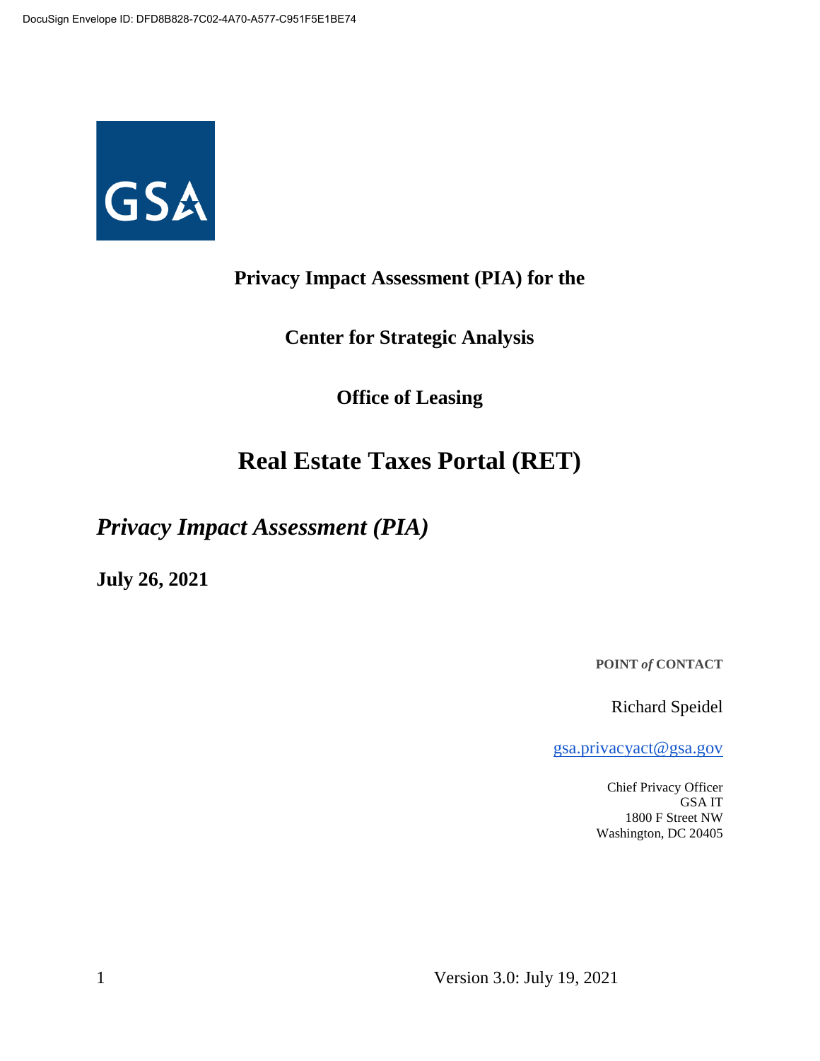DocuSign Envelope ID: DFD8B828-7C02-4A70-A577-C951F5E1BE74

GSA

**Privacy Impact Assessment (PIA) for the**

**Center for Strategic Analysis**

**Office of Leasing**

# Real Estate Taxes Portal (RET)

## *Privacy Impact Assessment (PIA)*

**July 26, 2021**

**POINT *of* CONTACT**

Richard Speidel

gsa.privacyact@gsa.gov

Chief Privacy Officer
GSA IT
1800 F Street NW
Washington, DC 20405

Version 3.0: July 19, 2021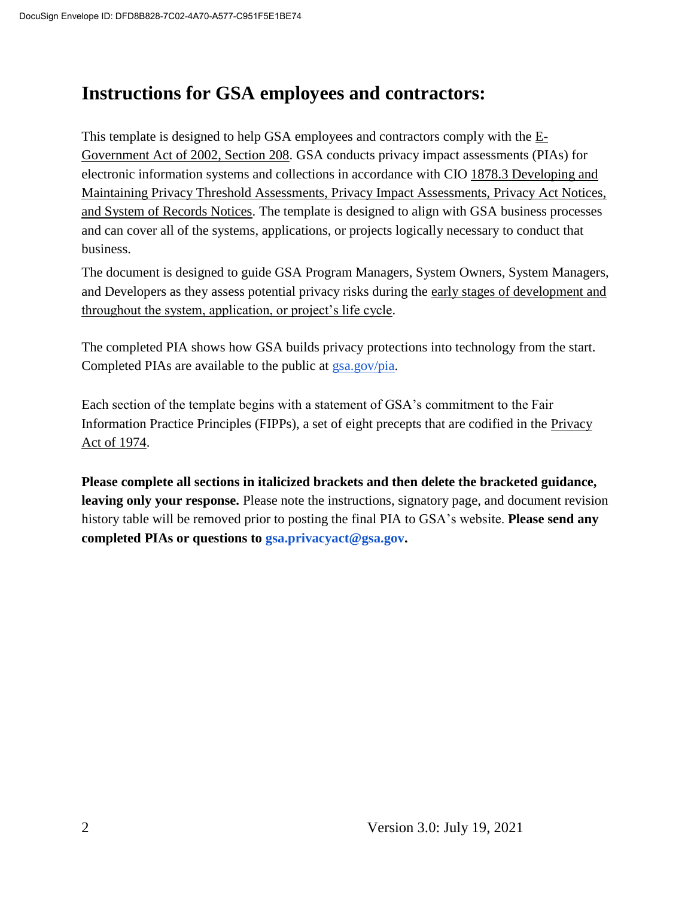# Instructions for GSA employees and contractors:

This template is designed to help GSA employees and contractors comply with the E-Government Act of 2002, Section 208. GSA conducts privacy impact assessments (PIAs) for electronic information systems and collections in accordance with CIO 1878.3 Developing and Maintaining Privacy Threshold Assessments, Privacy Impact Assessments, Privacy Act Notices, and System of Records Notices. The template is designed to align with GSA business processes and can cover all of the systems, applications, or projects logically necessary to conduct that business.

The document is designed to guide GSA Program Managers, System Owners, System Managers, and Developers as they assess potential privacy risks during the early stages of development and throughout the system, application, or project's life cycle.

The completed PIA shows how GSA builds privacy protections into technology from the start. Completed PIAs are available to the public at gsa.gov/pia.

Each section of the template begins with a statement of GSA's commitment to the Fair Information Practice Principles (FIPPs), a set of eight precepts that are codified in the Privacy Act of 1974.

**Please complete all sections in italicized brackets and then delete the bracketed guidance, leaving only your response.** Please note the instructions, signatory page, and document revision history table will be removed prior to posting the final PIA to GSA's website. **Please send any completed PIAs or questions to gsa.privacyact@gsa.gov.**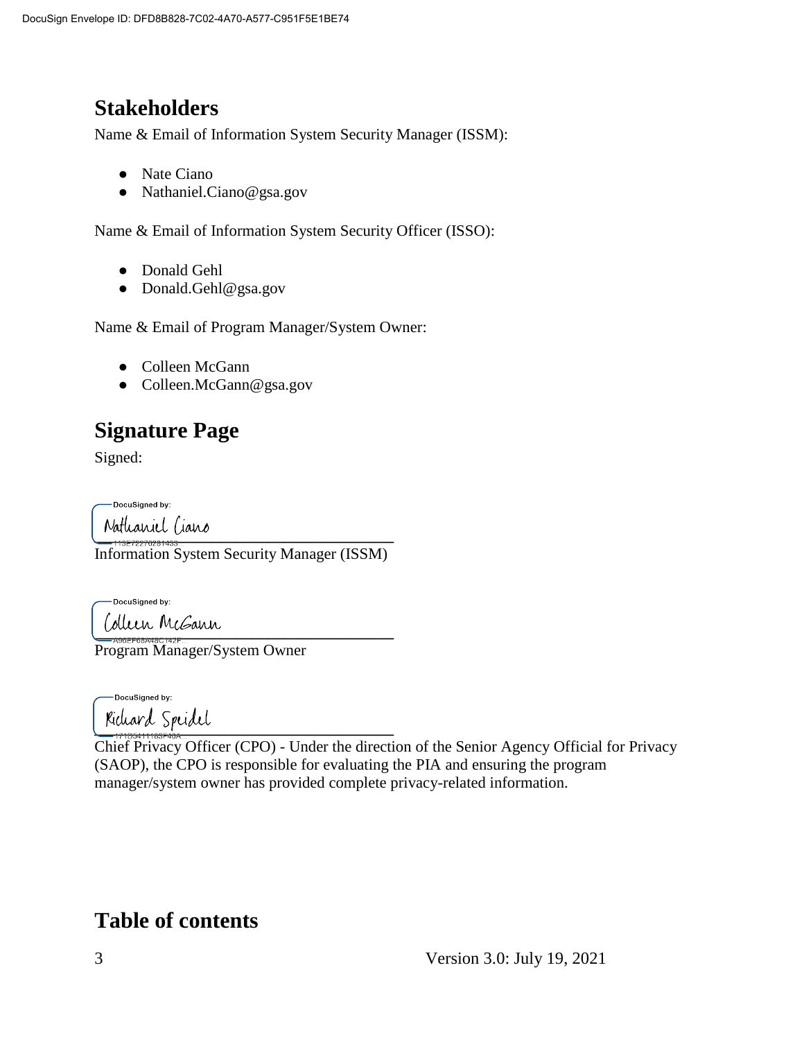## Stakeholders

Name & Email of Information System Security Manager (ISSM):

- Nate Ciano
- Nathaniel.Ciano@gsa.gov

Name & Email of Information System Security Officer (ISSO):

- Donald Gehl
- Donald.Gehl@gsa.gov

Name & Email of Program Manager/System Owner:

- Colleen McGann
- Colleen.McGann@gsa.gov

## Signature Page

Signed:

DocuSigned by: Nathaniel Ciano

Information System Security Manager (ISSM)

DocuSigned by: Colleen McGann

Program Manager/System Owner

DocuSigned by: Richard Speidel

Chief Privacy Officer (CPO) - Under the direction of the Senior Agency Official for Privacy (SAOP), the CPO is responsible for evaluating the PIA and ensuring the program manager/system owner has provided complete privacy-related information.

## Table of contents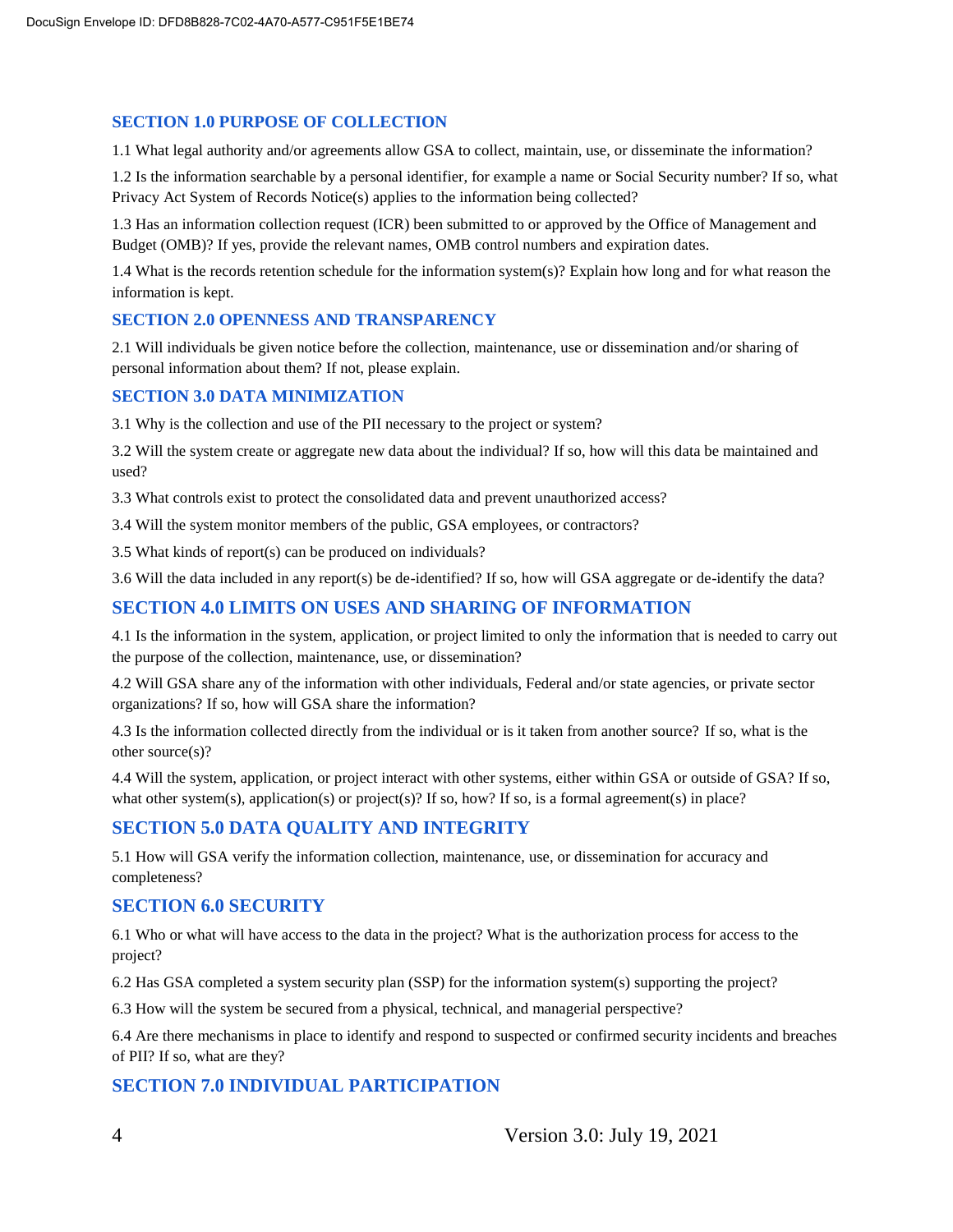## SECTION 1.0 PURPOSE OF COLLECTION

1.1 What legal authority and/or agreements allow GSA to collect, maintain, use, or disseminate the information?

1.2 Is the information searchable by a personal identifier, for example a name or Social Security number? If so, what Privacy Act System of Records Notice(s) applies to the information being collected?

1.3 Has an information collection request (ICR) been submitted to or approved by the Office of Management and Budget (OMB)? If yes, provide the relevant names, OMB control numbers and expiration dates.

1.4 What is the records retention schedule for the information system(s)? Explain how long and for what reason the information is kept.

## SECTION 2.0 OPENNESS AND TRANSPARENCY

2.1 Will individuals be given notice before the collection, maintenance, use or dissemination and/or sharing of personal information about them? If not, please explain.

## SECTION 3.0 DATA MINIMIZATION

3.1 Why is the collection and use of the PII necessary to the project or system?

3.2 Will the system create or aggregate new data about the individual? If so, how will this data be maintained and used?

3.3 What controls exist to protect the consolidated data and prevent unauthorized access?

3.4 Will the system monitor members of the public, GSA employees, or contractors?

3.5 What kinds of report(s) can be produced on individuals?

3.6 Will the data included in any report(s) be de-identified? If so, how will GSA aggregate or de-identify the data?

## SECTION 4.0 LIMITS ON USES AND SHARING OF INFORMATION

4.1 Is the information in the system, application, or project limited to only the information that is needed to carry out the purpose of the collection, maintenance, use, or dissemination?

4.2 Will GSA share any of the information with other individuals, Federal and/or state agencies, or private sector organizations? If so, how will GSA share the information?

4.3 Is the information collected directly from the individual or is it taken from another source? If so, what is the other source(s)?

4.4 Will the system, application, or project interact with other systems, either within GSA or outside of GSA? If so, what other system(s), application(s) or project(s)? If so, how? If so, is a formal agreement(s) in place?

## SECTION 5.0 DATA QUALITY AND INTEGRITY

5.1 How will GSA verify the information collection, maintenance, use, or dissemination for accuracy and completeness?

## SECTION 6.0 SECURITY

6.1 Who or what will have access to the data in the project? What is the authorization process for access to the project?

6.2 Has GSA completed a system security plan (SSP) for the information system(s) supporting the project?

6.3 How will the system be secured from a physical, technical, and managerial perspective?

6.4 Are there mechanisms in place to identify and respond to suspected or confirmed security incidents and breaches of PII? If so, what are they?

## SECTION 7.0 INDIVIDUAL PARTICIPATION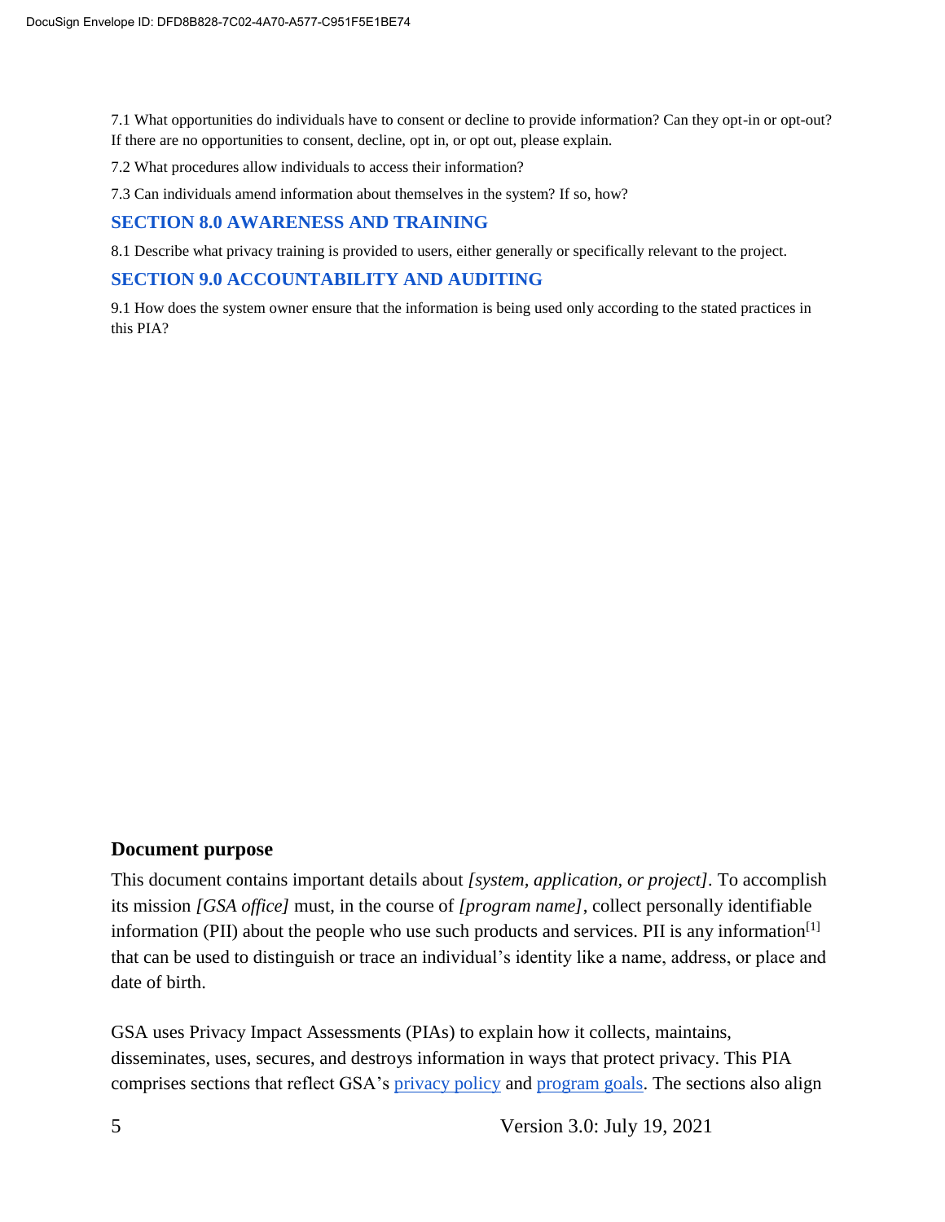7.1 What opportunities do individuals have to consent or decline to provide information? Can they opt-in or opt-out? If there are no opportunities to consent, decline, opt in, or opt out, please explain.

7.2 What procedures allow individuals to access their information?

7.3 Can individuals amend information about themselves in the system? If so, how?

## SECTION 8.0 AWARENESS AND TRAINING

8.1 Describe what privacy training is provided to users, either generally or specifically relevant to the project.

## SECTION 9.0 ACCOUNTABILITY AND AUDITING

9.1 How does the system owner ensure that the information is being used only according to the stated practices in this PIA?

### Document purpose

This document contains important details about *[system, application, or project]*. To accomplish its mission *[GSA office]* must, in the course of *[program name]*, collect personally identifiable information (PII) about the people who use such products and services. PII is any information[1] that can be used to distinguish or trace an individual's identity like a name, address, or place and date of birth.

GSA uses Privacy Impact Assessments (PIAs) to explain how it collects, maintains, disseminates, uses, secures, and destroys information in ways that protect privacy. This PIA comprises sections that reflect GSA's privacy policy and program goals. The sections also align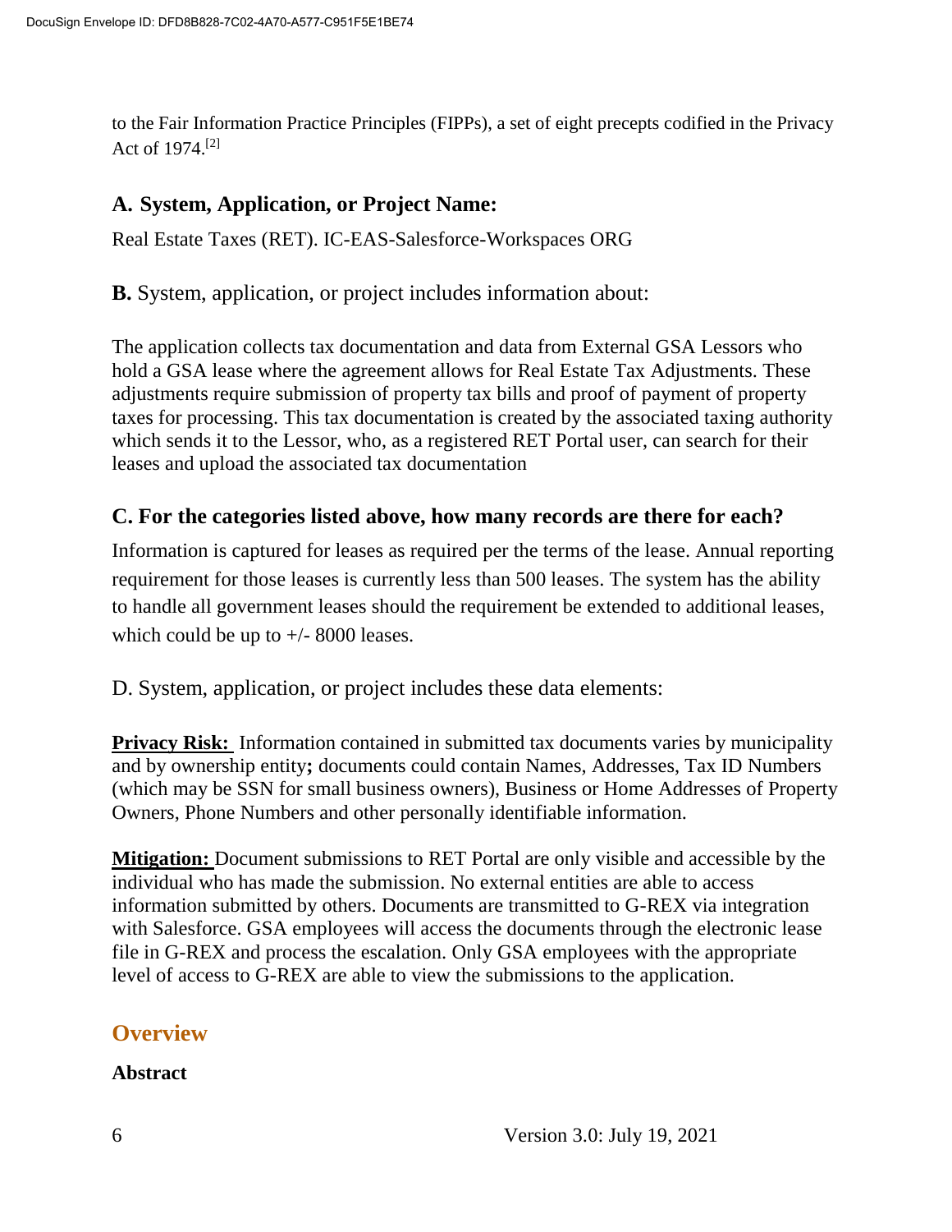to the Fair Information Practice Principles (FIPPs), a set of eight precepts codified in the Privacy Act of 1974.[2]

### A. System, Application, or Project Name:

Real Estate Taxes (RET). IC-EAS-Salesforce-Workspaces ORG

**B.** System, application, or project includes information about:

The application collects tax documentation and data from External GSA Lessors who hold a GSA lease where the agreement allows for Real Estate Tax Adjustments. These adjustments require submission of property tax bills and proof of payment of property taxes for processing. This tax documentation is created by the associated taxing authority which sends it to the Lessor, who, as a registered RET Portal user, can search for their leases and upload the associated tax documentation

### C. For the categories listed above, how many records are there for each?

Information is captured for leases as required per the terms of the lease. Annual reporting requirement for those leases is currently less than 500 leases. The system has the ability to handle all government leases should the requirement be extended to additional leases, which could be up to +/- 8000 leases.

D. System, application, or project includes these data elements:

**Privacy Risk:** Information contained in submitted tax documents varies by municipality and by ownership entity**;** documents could contain Names, Addresses, Tax ID Numbers (which may be SSN for small business owners), Business or Home Addresses of Property Owners, Phone Numbers and other personally identifiable information.

**Mitigation:** Document submissions to RET Portal are only visible and accessible by the individual who has made the submission. No external entities are able to access information submitted by others. Documents are transmitted to G-REX via integration with Salesforce. GSA employees will access the documents through the electronic lease file in G-REX and process the escalation. Only GSA employees with the appropriate level of access to G-REX are able to view the submissions to the application.

## Overview

**Abstract**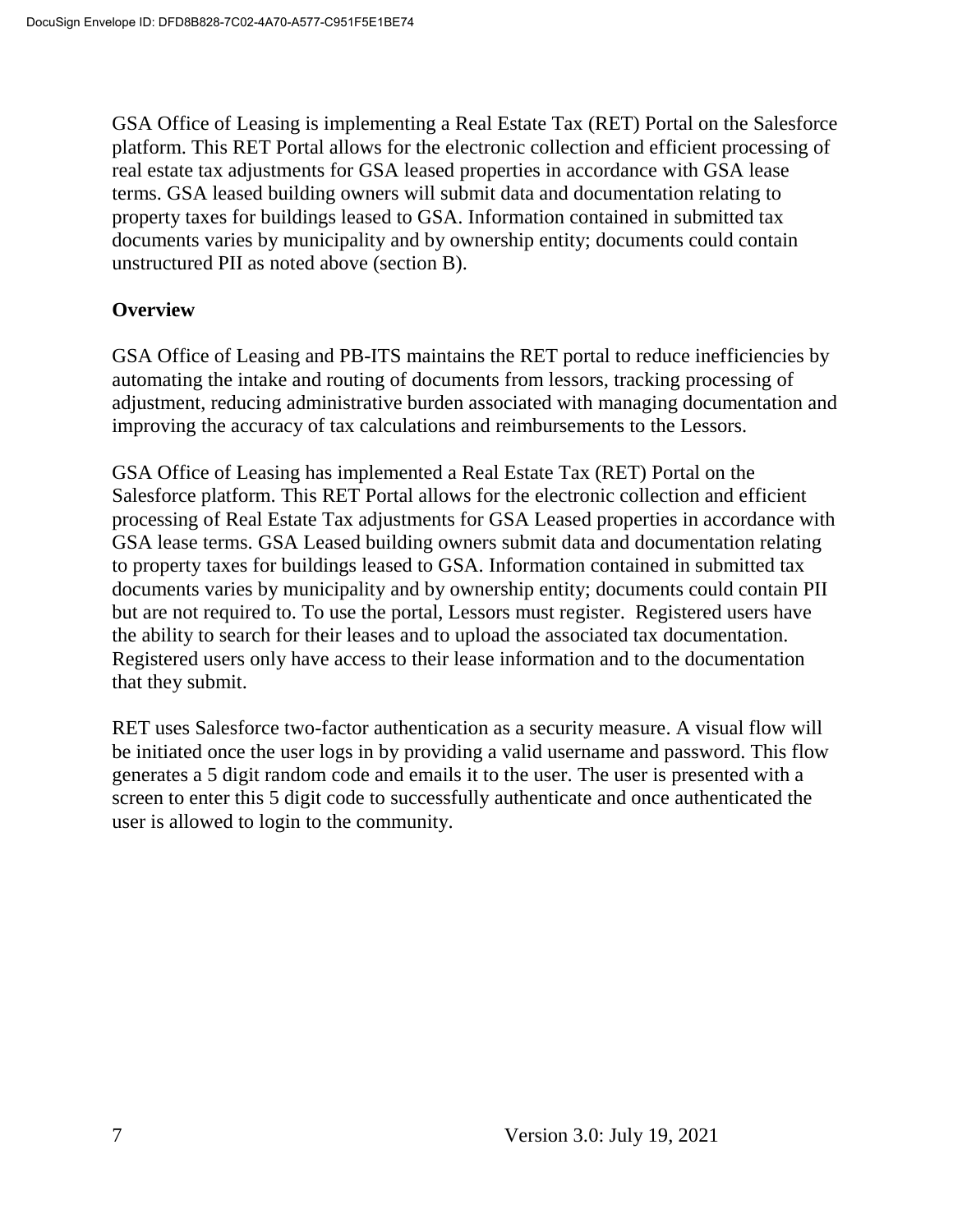GSA Office of Leasing is implementing a Real Estate Tax (RET) Portal on the Salesforce platform. This RET Portal allows for the electronic collection and efficient processing of real estate tax adjustments for GSA leased properties in accordance with GSA lease terms. GSA leased building owners will submit data and documentation relating to property taxes for buildings leased to GSA. Information contained in submitted tax documents varies by municipality and by ownership entity; documents could contain unstructured PII as noted above (section B).

**Overview**

GSA Office of Leasing and PB-ITS maintains the RET portal to reduce inefficiencies by automating the intake and routing of documents from lessors, tracking processing of adjustment, reducing administrative burden associated with managing documentation and improving the accuracy of tax calculations and reimbursements to the Lessors.

GSA Office of Leasing has implemented a Real Estate Tax (RET) Portal on the Salesforce platform. This RET Portal allows for the electronic collection and efficient processing of Real Estate Tax adjustments for GSA Leased properties in accordance with GSA lease terms. GSA Leased building owners submit data and documentation relating to property taxes for buildings leased to GSA. Information contained in submitted tax documents varies by municipality and by ownership entity; documents could contain PII but are not required to. To use the portal, Lessors must register. Registered users have the ability to search for their leases and to upload the associated tax documentation. Registered users only have access to their lease information and to the documentation that they submit.

RET uses Salesforce two-factor authentication as a security measure. A visual flow will be initiated once the user logs in by providing a valid username and password. This flow generates a 5 digit random code and emails it to the user. The user is presented with a screen to enter this 5 digit code to successfully authenticate and once authenticated the user is allowed to login to the community.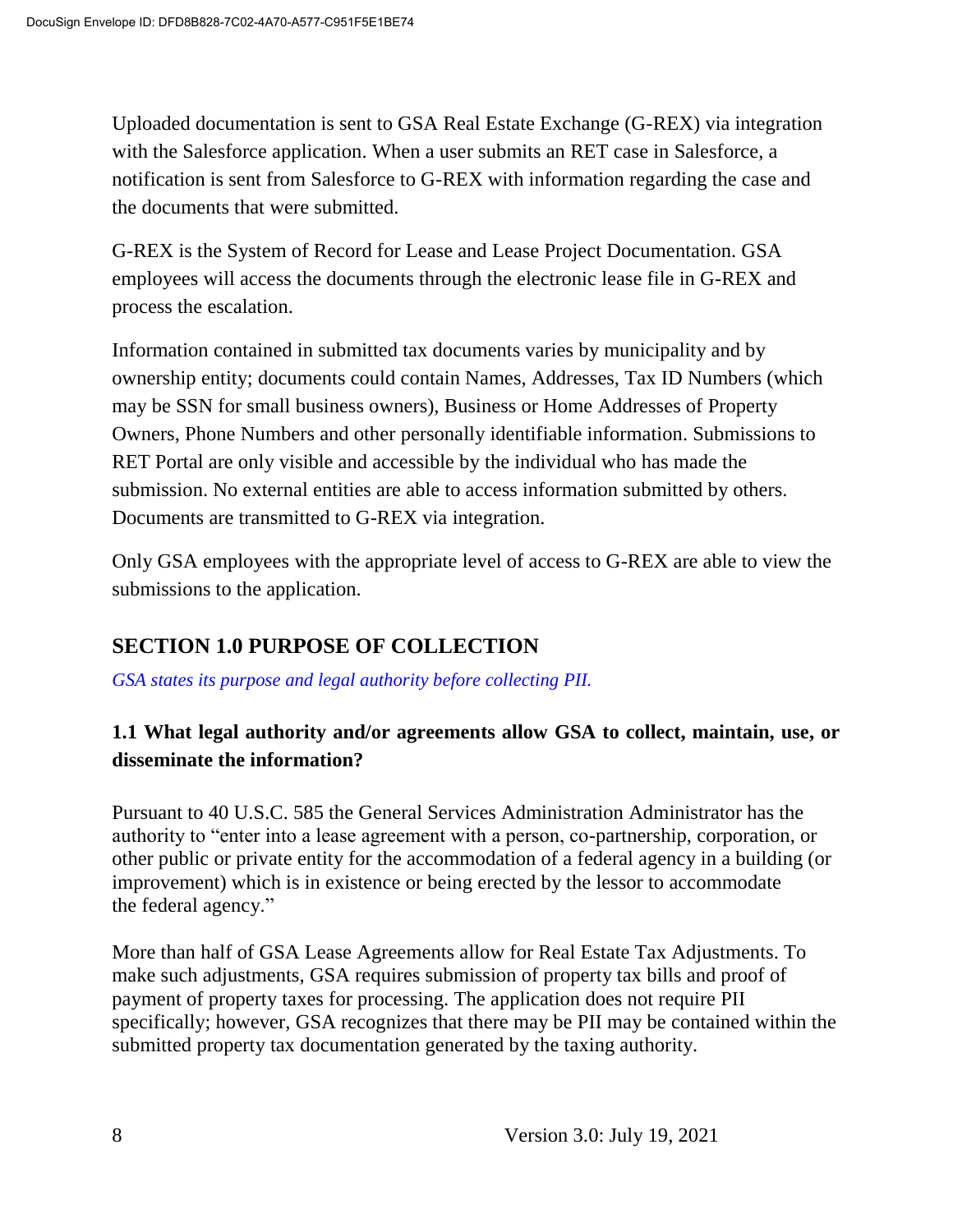Uploaded documentation is sent to GSA Real Estate Exchange (G-REX) via integration with the Salesforce application. When a user submits an RET case in Salesforce, a notification is sent from Salesforce to G-REX with information regarding the case and the documents that were submitted.

G-REX is the System of Record for Lease and Lease Project Documentation. GSA employees will access the documents through the electronic lease file in G-REX and process the escalation.

Information contained in submitted tax documents varies by municipality and by ownership entity; documents could contain Names, Addresses, Tax ID Numbers (which may be SSN for small business owners), Business or Home Addresses of Property Owners, Phone Numbers and other personally identifiable information. Submissions to RET Portal are only visible and accessible by the individual who has made the submission. No external entities are able to access information submitted by others. Documents are transmitted to G-REX via integration.

Only GSA employees with the appropriate level of access to G-REX are able to view the submissions to the application.

## SECTION 1.0 PURPOSE OF COLLECTION

*GSA states its purpose and legal authority before collecting PII.*

### 1.1 What legal authority and/or agreements allow GSA to collect, maintain, use, or disseminate the information?

Pursuant to 40 U.S.C. 585 the General Services Administration Administrator has the authority to "enter into a lease agreement with a person, co-partnership, corporation, or other public or private entity for the accommodation of a federal agency in a building (or improvement) which is in existence or being erected by the lessor to accommodate the federal agency."

More than half of GSA Lease Agreements allow for Real Estate Tax Adjustments. To make such adjustments, GSA requires submission of property tax bills and proof of payment of property taxes for processing. The application does not require PII specifically; however, GSA recognizes that there may be PII may be contained within the submitted property tax documentation generated by the taxing authority.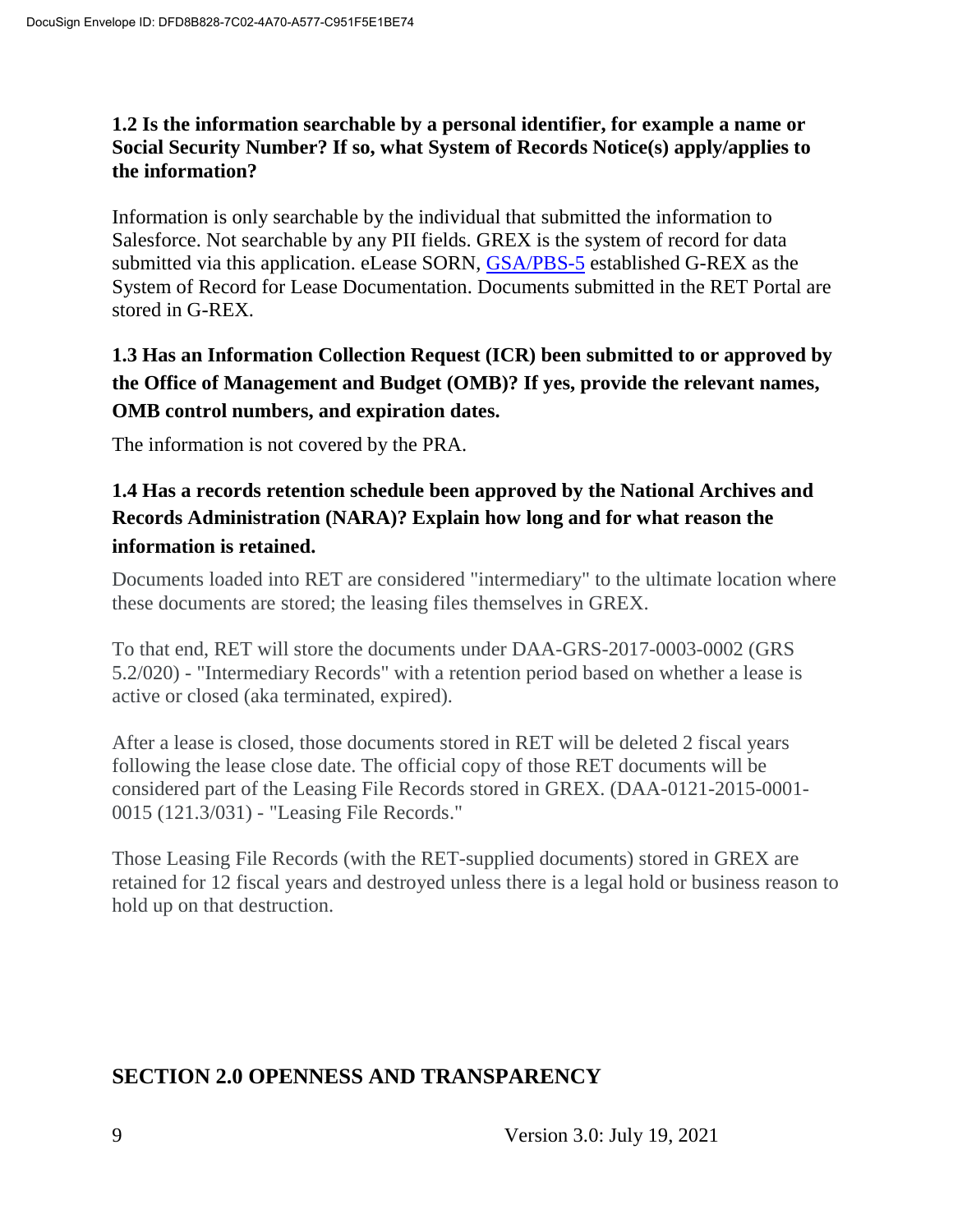### 1.2 Is the information searchable by a personal identifier, for example a name or Social Security Number? If so, what System of Records Notice(s) apply/applies to the information?

Information is only searchable by the individual that submitted the information to Salesforce. Not searchable by any PII fields. GREX is the system of record for data submitted via this application. eLease SORN, GSA/PBS-5 established G-REX as the System of Record for Lease Documentation. Documents submitted in the RET Portal are stored in G-REX.

### 1.3 Has an Information Collection Request (ICR) been submitted to or approved by the Office of Management and Budget (OMB)? If yes, provide the relevant names, OMB control numbers, and expiration dates.

The information is not covered by the PRA.

### 1.4 Has a records retention schedule been approved by the National Archives and Records Administration (NARA)? Explain how long and for what reason the information is retained.

Documents loaded into RET are considered "intermediary" to the ultimate location where these documents are stored; the leasing files themselves in GREX.

To that end, RET will store the documents under DAA-GRS-2017-0003-0002 (GRS 5.2/020) - "Intermediary Records" with a retention period based on whether a lease is active or closed (aka terminated, expired).

After a lease is closed, those documents stored in RET will be deleted 2 fiscal years following the lease close date. The official copy of those RET documents will be considered part of the Leasing File Records stored in GREX. (DAA-0121-2015-0001-0015 (121.3/031) - "Leasing File Records."

Those Leasing File Records (with the RET-supplied documents) stored in GREX are retained for 12 fiscal years and destroyed unless there is a legal hold or business reason to hold up on that destruction.

## SECTION 2.0 OPENNESS AND TRANSPARENCY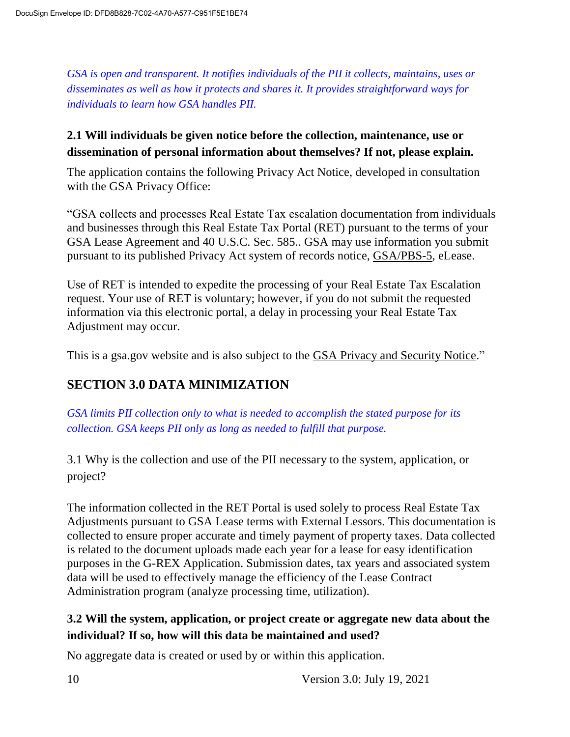*GSA is open and transparent. It notifies individuals of the PII it collects, maintains, uses or disseminates as well as how it protects and shares it. It provides straightforward ways for individuals to learn how GSA handles PII.*

**2.1 Will individuals be given notice before the collection, maintenance, use or dissemination of personal information about themselves? If not, please explain.**

The application contains the following Privacy Act Notice, developed in consultation with the GSA Privacy Office:

"GSA collects and processes Real Estate Tax escalation documentation from individuals and businesses through this Real Estate Tax Portal (RET) pursuant to the terms of your GSA Lease Agreement and 40 U.S.C. Sec. 585.. GSA may use information you submit pursuant to its published Privacy Act system of records notice, GSA/PBS-5, eLease.

Use of RET is intended to expedite the processing of your Real Estate Tax Escalation request. Your use of RET is voluntary; however, if you do not submit the requested information via this electronic portal, a delay in processing your Real Estate Tax Adjustment may occur.

This is a gsa.gov website and is also subject to the GSA Privacy and Security Notice."

## SECTION 3.0 DATA MINIMIZATION

*GSA limits PII collection only to what is needed to accomplish the stated purpose for its collection. GSA keeps PII only as long as needed to fulfill that purpose.*

3.1 Why is the collection and use of the PII necessary to the system, application, or project?

The information collected in the RET Portal is used solely to process Real Estate Tax Adjustments pursuant to GSA Lease terms with External Lessors. This documentation is collected to ensure proper accurate and timely payment of property taxes. Data collected is related to the document uploads made each year for a lease for easy identification purposes in the G-REX Application. Submission dates, tax years and associated system data will be used to effectively manage the efficiency of the Lease Contract Administration program (analyze processing time, utilization).

**3.2 Will the system, application, or project create or aggregate new data about the individual? If so, how will this data be maintained and used?**

No aggregate data is created or used by or within this application.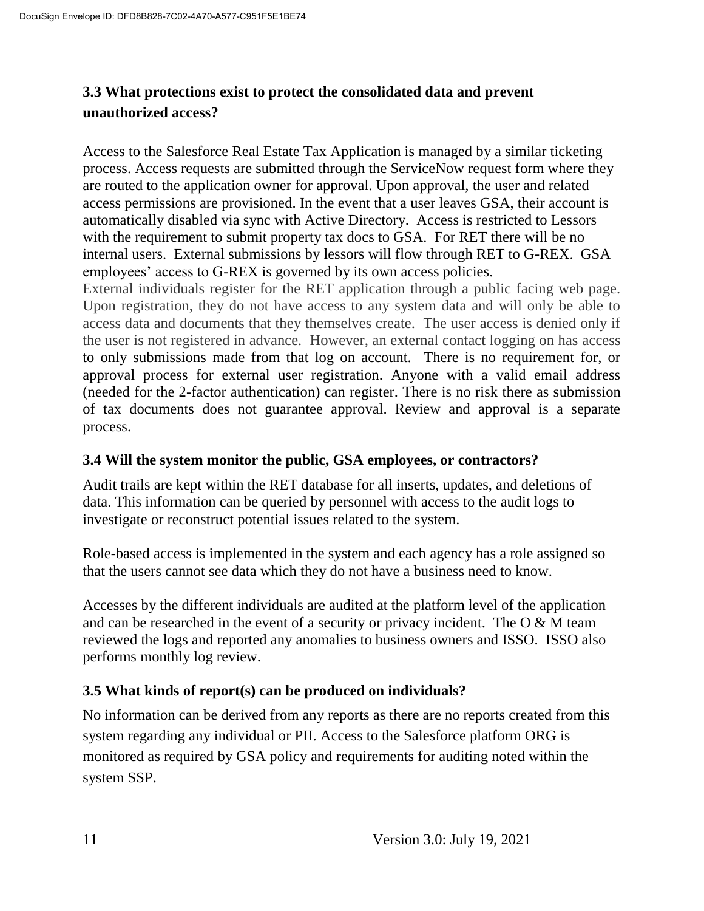### 3.3 What protections exist to protect the consolidated data and prevent unauthorized access?

Access to the Salesforce Real Estate Tax Application is managed by a similar ticketing process. Access requests are submitted through the ServiceNow request form where they are routed to the application owner for approval. Upon approval, the user and related access permissions are provisioned. In the event that a user leaves GSA, their account is automatically disabled via sync with Active Directory. Access is restricted to Lessors with the requirement to submit property tax docs to GSA. For RET there will be no internal users. External submissions by lessors will flow through RET to G-REX. GSA employees' access to G-REX is governed by its own access policies.
External individuals register for the RET application through a public facing web page. Upon registration, they do not have access to any system data and will only be able to access data and documents that they themselves create. The user access is denied only if the user is not registered in advance. However, an external contact logging on has access to only submissions made from that log on account. There is no requirement for, or approval process for external user registration. Anyone with a valid email address (needed for the 2-factor authentication) can register. There is no risk there as submission of tax documents does not guarantee approval. Review and approval is a separate process.

### 3.4 Will the system monitor the public, GSA employees, or contractors?

Audit trails are kept within the RET database for all inserts, updates, and deletions of data. This information can be queried by personnel with access to the audit logs to investigate or reconstruct potential issues related to the system.

Role-based access is implemented in the system and each agency has a role assigned so that the users cannot see data which they do not have a business need to know.

Accesses by the different individuals are audited at the platform level of the application and can be researched in the event of a security or privacy incident. The O & M team reviewed the logs and reported any anomalies to business owners and ISSO. ISSO also performs monthly log review.

### 3.5 What kinds of report(s) can be produced on individuals?

No information can be derived from any reports as there are no reports created from this system regarding any individual or PII. Access to the Salesforce platform ORG is monitored as required by GSA policy and requirements for auditing noted within the system SSP.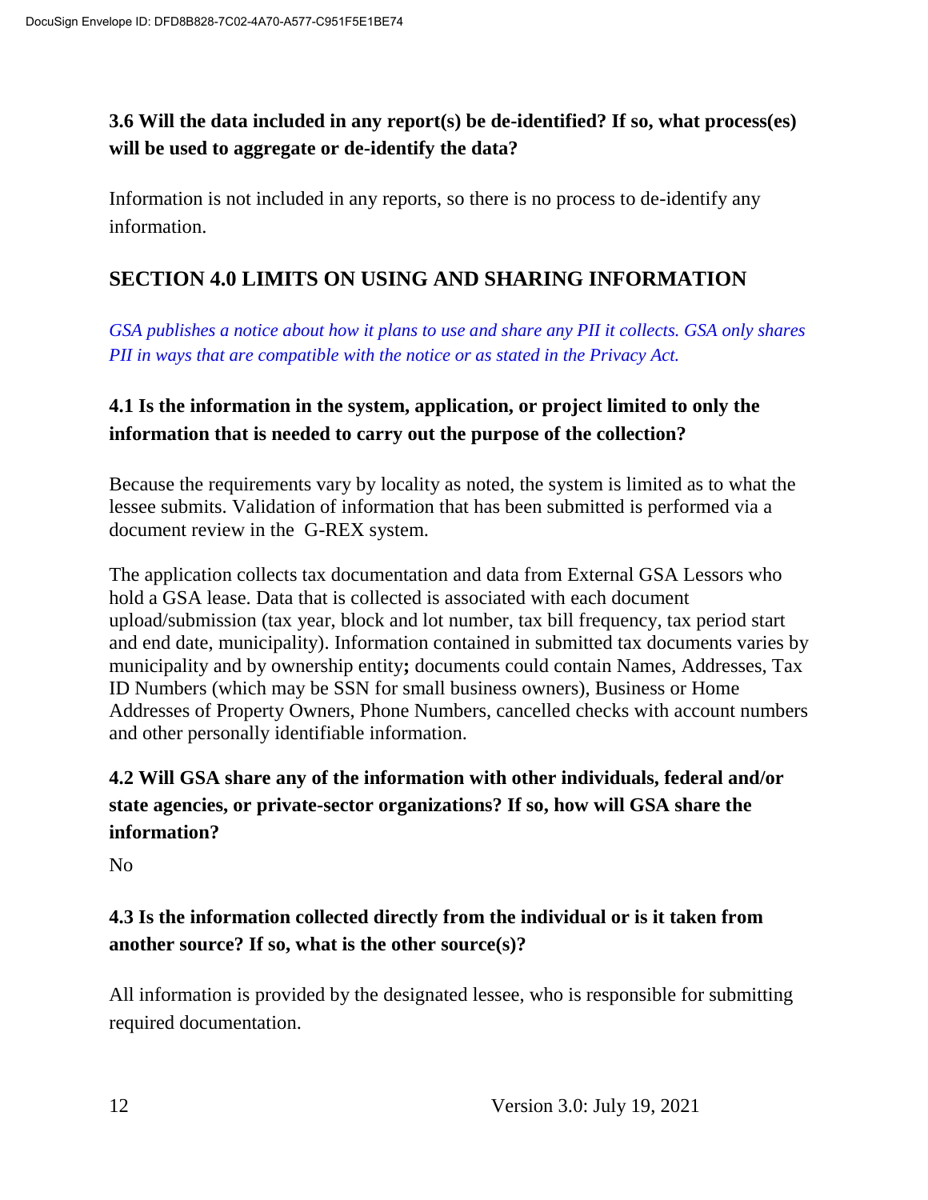### 3.6 Will the data included in any report(s) be de-identified? If so, what process(es) will be used to aggregate or de-identify the data?

Information is not included in any reports, so there is no process to de-identify any information.

## SECTION 4.0 LIMITS ON USING AND SHARING INFORMATION

*GSA publishes a notice about how it plans to use and share any PII it collects. GSA only shares PII in ways that are compatible with the notice or as stated in the Privacy Act.*

### 4.1 Is the information in the system, application, or project limited to only the information that is needed to carry out the purpose of the collection?

Because the requirements vary by locality as noted, the system is limited as to what the lessee submits. Validation of information that has been submitted is performed via a document review in the G-REX system.

The application collects tax documentation and data from External GSA Lessors who hold a GSA lease. Data that is collected is associated with each document upload/submission (tax year, block and lot number, tax bill frequency, tax period start and end date, municipality). Information contained in submitted tax documents varies by municipality and by ownership entity**;** documents could contain Names, Addresses, Tax ID Numbers (which may be SSN for small business owners), Business or Home Addresses of Property Owners, Phone Numbers, cancelled checks with account numbers and other personally identifiable information.

### 4.2 Will GSA share any of the information with other individuals, federal and/or state agencies, or private-sector organizations? If so, how will GSA share the information?

No

### 4.3 Is the information collected directly from the individual or is it taken from another source? If so, what is the other source(s)?

All information is provided by the designated lessee, who is responsible for submitting required documentation.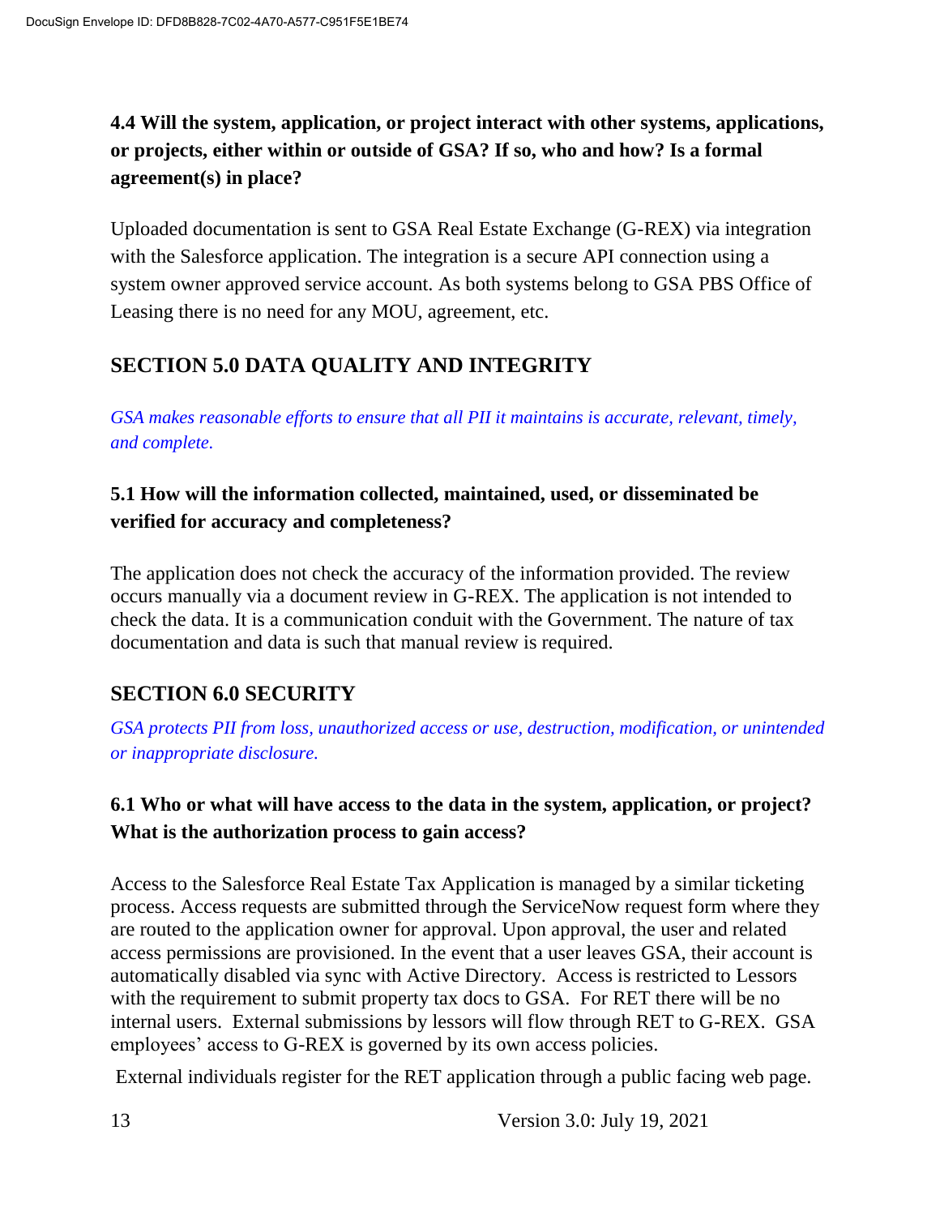### 4.4 Will the system, application, or project interact with other systems, applications, or projects, either within or outside of GSA? If so, who and how? Is a formal agreement(s) in place?

Uploaded documentation is sent to GSA Real Estate Exchange (G-REX) via integration with the Salesforce application. The integration is a secure API connection using a system owner approved service account. As both systems belong to GSA PBS Office of Leasing there is no need for any MOU, agreement, etc.

## SECTION 5.0 DATA QUALITY AND INTEGRITY

*GSA makes reasonable efforts to ensure that all PII it maintains is accurate, relevant, timely, and complete.*

### 5.1 How will the information collected, maintained, used, or disseminated be verified for accuracy and completeness?

The application does not check the accuracy of the information provided. The review occurs manually via a document review in G-REX. The application is not intended to check the data. It is a communication conduit with the Government. The nature of tax documentation and data is such that manual review is required.

## SECTION 6.0 SECURITY

*GSA protects PII from loss, unauthorized access or use, destruction, modification, or unintended or inappropriate disclosure.*

### 6.1 Who or what will have access to the data in the system, application, or project? What is the authorization process to gain access?

Access to the Salesforce Real Estate Tax Application is managed by a similar ticketing process. Access requests are submitted through the ServiceNow request form where they are routed to the application owner for approval. Upon approval, the user and related access permissions are provisioned. In the event that a user leaves GSA, their account is automatically disabled via sync with Active Directory. Access is restricted to Lessors with the requirement to submit property tax docs to GSA. For RET there will be no internal users. External submissions by lessors will flow through RET to G-REX. GSA employees' access to G-REX is governed by its own access policies.

External individuals register for the RET application through a public facing web page.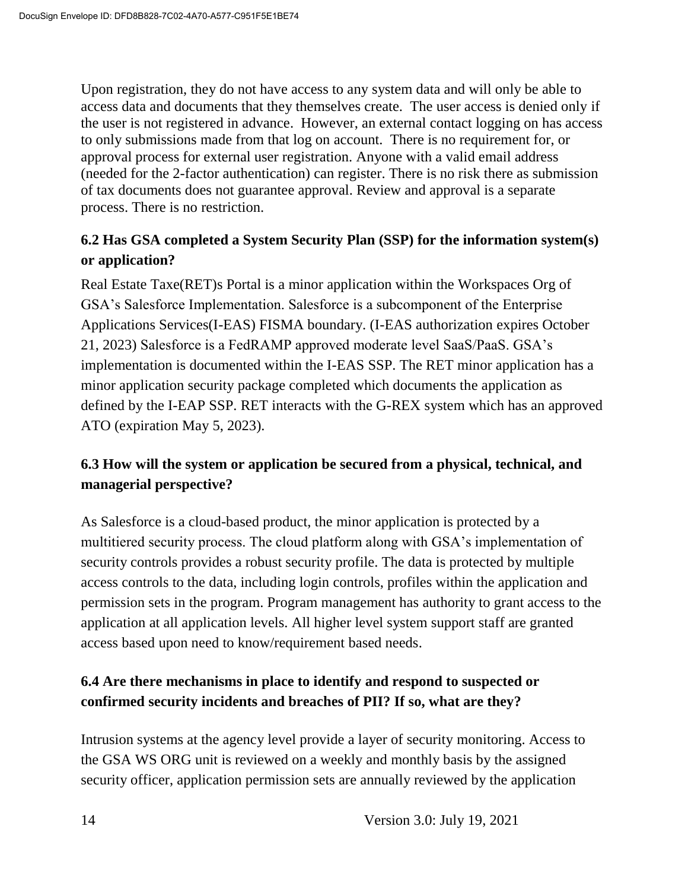Upon registration, they do not have access to any system data and will only be able to access data and documents that they themselves create. The user access is denied only if the user is not registered in advance. However, an external contact logging on has access to only submissions made from that log on account. There is no requirement for, or approval process for external user registration. Anyone with a valid email address (needed for the 2-factor authentication) can register. There is no risk there as submission of tax documents does not guarantee approval. Review and approval is a separate process. There is no restriction.

### 6.2 Has GSA completed a System Security Plan (SSP) for the information system(s) or application?

Real Estate Taxe(RET)s Portal is a minor application within the Workspaces Org of GSA's Salesforce Implementation. Salesforce is a subcomponent of the Enterprise Applications Services(I-EAS) FISMA boundary. (I-EAS authorization expires October 21, 2023) Salesforce is a FedRAMP approved moderate level SaaS/PaaS. GSA's implementation is documented within the I-EAS SSP. The RET minor application has a minor application security package completed which documents the application as defined by the I-EAP SSP. RET interacts with the G-REX system which has an approved ATO (expiration May 5, 2023).

### 6.3 How will the system or application be secured from a physical, technical, and managerial perspective?

As Salesforce is a cloud-based product, the minor application is protected by a multitiered security process. The cloud platform along with GSA's implementation of security controls provides a robust security profile. The data is protected by multiple access controls to the data, including login controls, profiles within the application and permission sets in the program. Program management has authority to grant access to the application at all application levels. All higher level system support staff are granted access based upon need to know/requirement based needs.

### 6.4 Are there mechanisms in place to identify and respond to suspected or confirmed security incidents and breaches of PII? If so, what are they?

Intrusion systems at the agency level provide a layer of security monitoring. Access to the GSA WS ORG unit is reviewed on a weekly and monthly basis by the assigned security officer, application permission sets are annually reviewed by the application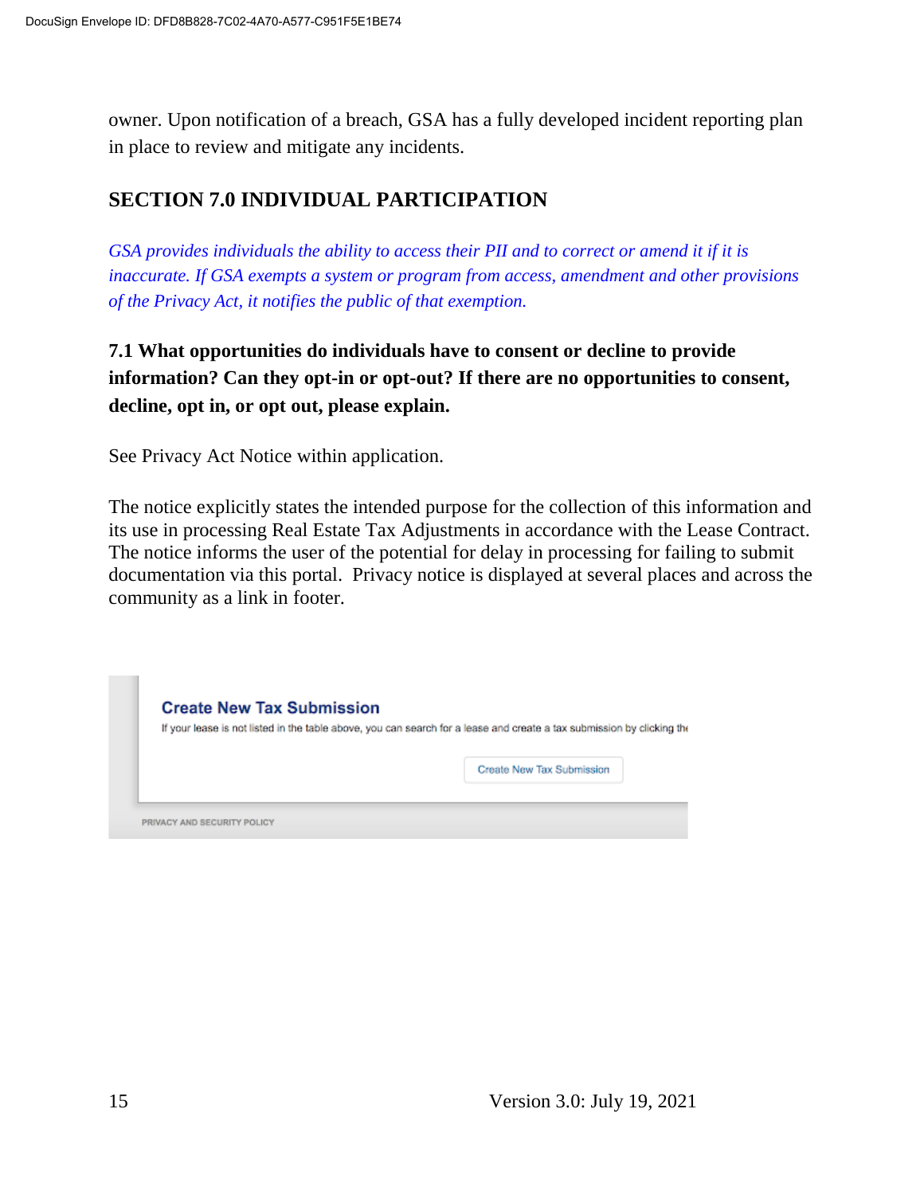owner. Upon notification of a breach, GSA has a fully developed incident reporting plan in place to review and mitigate any incidents.

## SECTION 7.0 INDIVIDUAL PARTICIPATION

*GSA provides individuals the ability to access their PII and to correct or amend it if it is inaccurate. If GSA exempts a system or program from access, amendment and other provisions of the Privacy Act, it notifies the public of that exemption.*

### 7.1 What opportunities do individuals have to consent or decline to provide information? Can they opt-in or opt-out? If there are no opportunities to consent, decline, opt in, or opt out, please explain.

See Privacy Act Notice within application.

The notice explicitly states the intended purpose for the collection of this information and its use in processing Real Estate Tax Adjustments in accordance with the Lease Contract. The notice informs the user of the potential for delay in processing for failing to submit documentation via this portal. Privacy notice is displayed at several places and across the community as a link in footer.

**Create New Tax Submission**

If your lease is not listed in the table above, you can search for a lease and create a tax submission by clicking the

Create New Tax Submission

PRIVACY AND SECURITY POLICY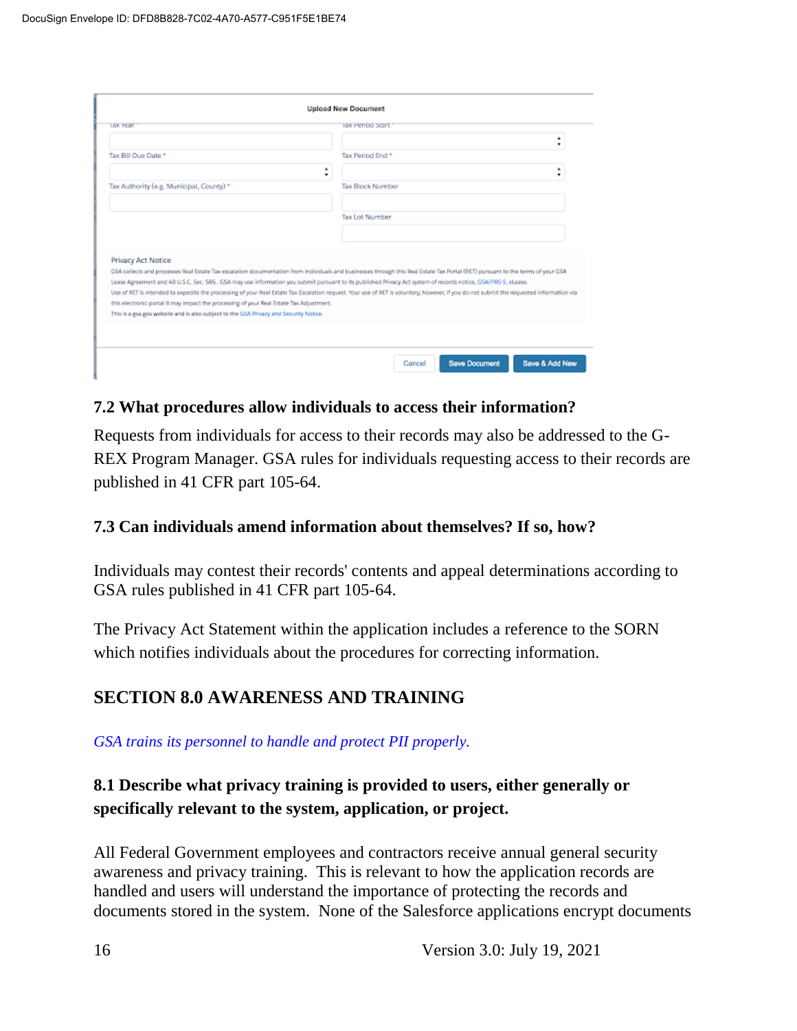Upload New Document

Tax Year *

Tax Period Start *

Tax Bill Due Date *

Tax Period End *

Tax Authority (e.g. Municipal, County) *

Tax Block Number

Tax Lot Number

Privacy Act Notice

GSA collects and processes Real Estate Tax escalation documentation from individuals and businesses through this Real Estate Tax Portal (RET) pursuant to the terms of your GSA Lease Agreement and 40 U.S.C. Sec. 585.. GSA may use information you submit pursuant to its published Privacy Act system of records notice, GSA/PBS-5, eLease.

Use of RET is intended to expedite the processing of your Real Estate Tax Escalation request. Your use of RET is voluntary; however, if you do not submit the requested information via this electronic portal it may impact the processing of your Real Estate Tax Adjustment.

This is a gsa.gov website and is also subject to the GSA Privacy and Security Notice.

Cancel | Save Document | Save & Add New

### 7.2 What procedures allow individuals to access their information?

Requests from individuals for access to their records may also be addressed to the G-REX Program Manager. GSA rules for individuals requesting access to their records are published in 41 CFR part 105-64.

### 7.3 Can individuals amend information about themselves? If so, how?

Individuals may contest their records' contents and appeal determinations according to GSA rules published in 41 CFR part 105-64.

The Privacy Act Statement within the application includes a reference to the SORN which notifies individuals about the procedures for correcting information.

## SECTION 8.0 AWARENESS AND TRAINING

*GSA trains its personnel to handle and protect PII properly.*

### 8.1 Describe what privacy training is provided to users, either generally or specifically relevant to the system, application, or project.

All Federal Government employees and contractors receive annual general security awareness and privacy training. This is relevant to how the application records are handled and users will understand the importance of protecting the records and documents stored in the system. None of the Salesforce applications encrypt documents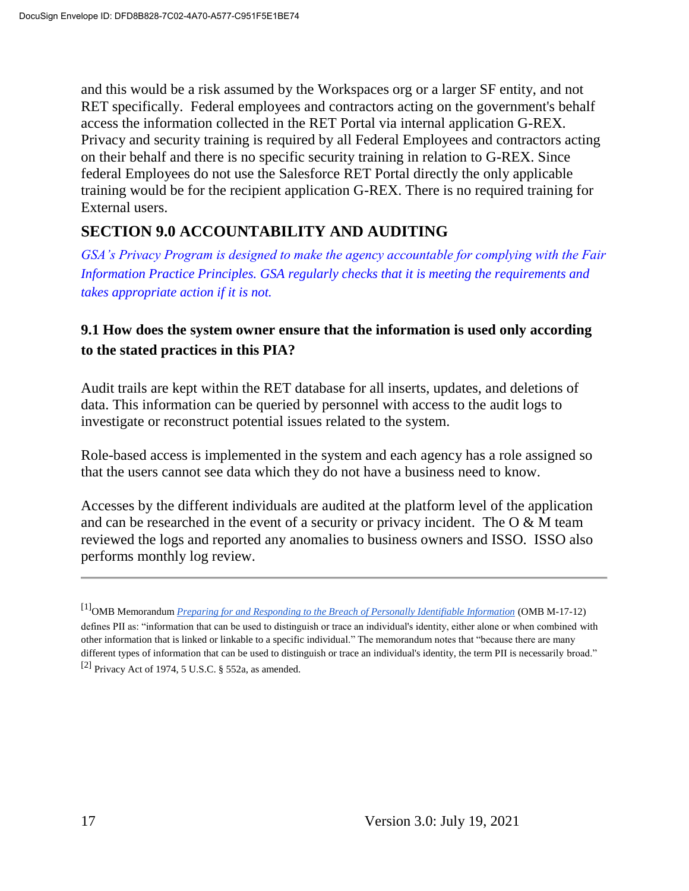and this would be a risk assumed by the Workspaces org or a larger SF entity, and not RET specifically. Federal employees and contractors acting on the government's behalf access the information collected in the RET Portal via internal application G-REX. Privacy and security training is required by all Federal Employees and contractors acting on their behalf and there is no specific security training in relation to G-REX. Since federal Employees do not use the Salesforce RET Portal directly the only applicable training would be for the recipient application G-REX. There is no required training for External users.

## SECTION 9.0 ACCOUNTABILITY AND AUDITING

*GSA's Privacy Program is designed to make the agency accountable for complying with the Fair Information Practice Principles. GSA regularly checks that it is meeting the requirements and takes appropriate action if it is not.*

### 9.1 How does the system owner ensure that the information is used only according to the stated practices in this PIA?

Audit trails are kept within the RET database for all inserts, updates, and deletions of data. This information can be queried by personnel with access to the audit logs to investigate or reconstruct potential issues related to the system.

Role-based access is implemented in the system and each agency has a role assigned so that the users cannot see data which they do not have a business need to know.

Accesses by the different individuals are audited at the platform level of the application and can be researched in the event of a security or privacy incident. The O & M team reviewed the logs and reported any anomalies to business owners and ISSO. ISSO also performs monthly log review.

---

[1]OMB Memorandum *Preparing for and Responding to the Breach of Personally Identifiable Information* (OMB M-17-12) defines PII as: "information that can be used to distinguish or trace an individual's identity, either alone or when combined with other information that is linked or linkable to a specific individual." The memorandum notes that "because there are many different types of information that can be used to distinguish or trace an individual's identity, the term PII is necessarily broad."

[2] Privacy Act of 1974, 5 U.S.C. § 552a, as amended.